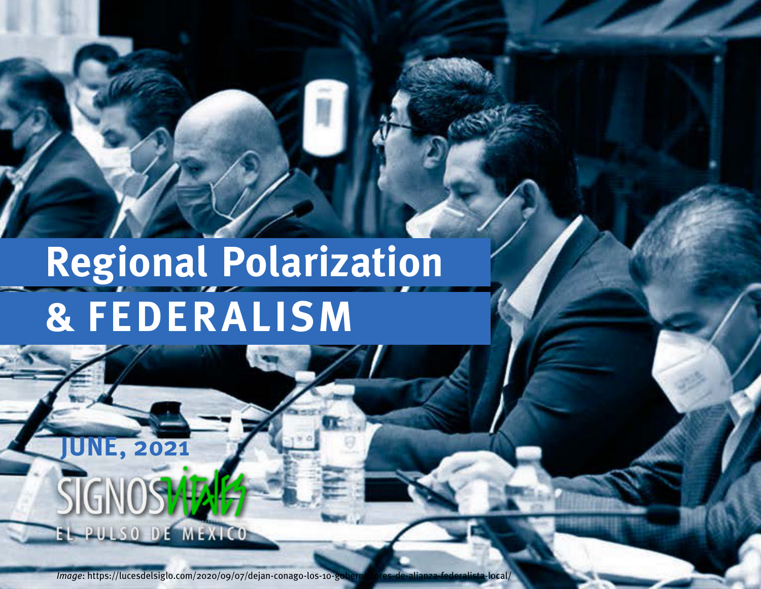# Regional Polarization & FEDERALISM

**JUNE, 2021**

SIGNOS VITALES

EL PULSO DE MÉXICO

*Image*: https://lucesdelsiglo.com/2020/09/07/dejan-conago-los-10-gobernadores-de-alianza-federalista-local/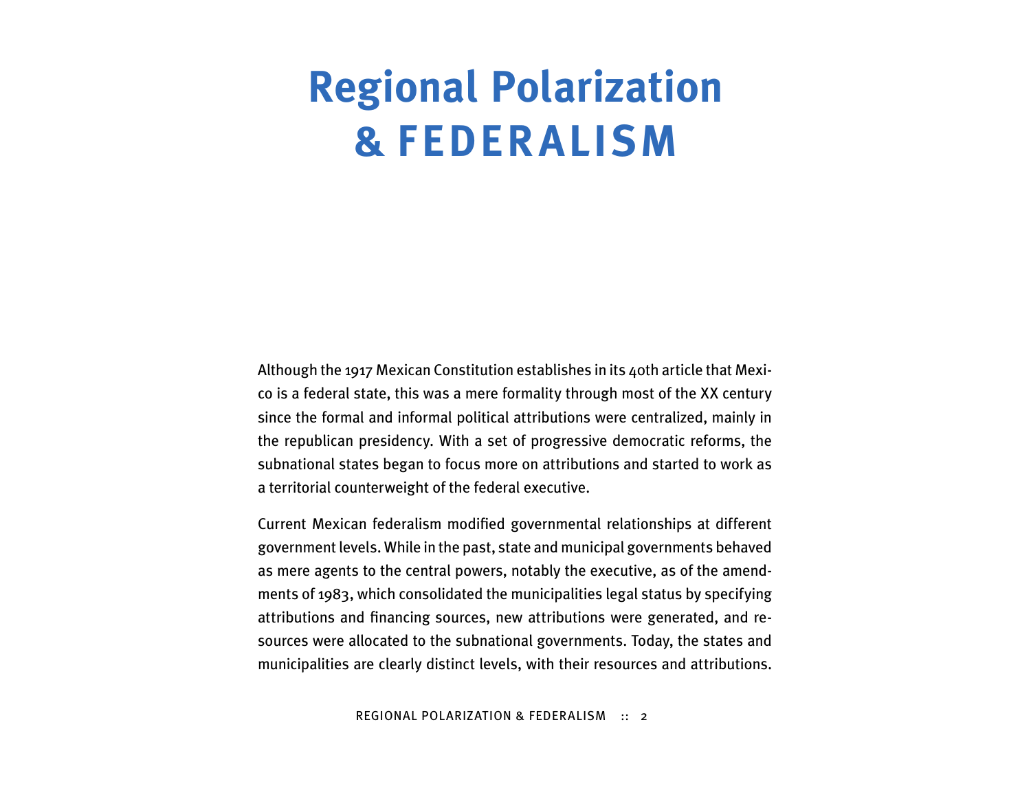# Regional Polarization & FEDERALISM

Although the 1917 Mexican Constitution establishes in its 40th article that Mexico is a federal state, this was a mere formality through most of the XX century since the formal and informal political attributions were centralized, mainly in the republican presidency. With a set of progressive democratic reforms, the subnational states began to focus more on attributions and started to work as a territorial counterweight of the federal executive.

Current Mexican federalism modified governmental relationships at different government levels. While in the past, state and municipal governments behaved as mere agents to the central powers, notably the executive, as of the amendments of 1983, which consolidated the municipalities legal status by specifying attributions and financing sources, new attributions were generated, and resources were allocated to the subnational governments. Today, the states and municipalities are clearly distinct levels, with their resources and attributions.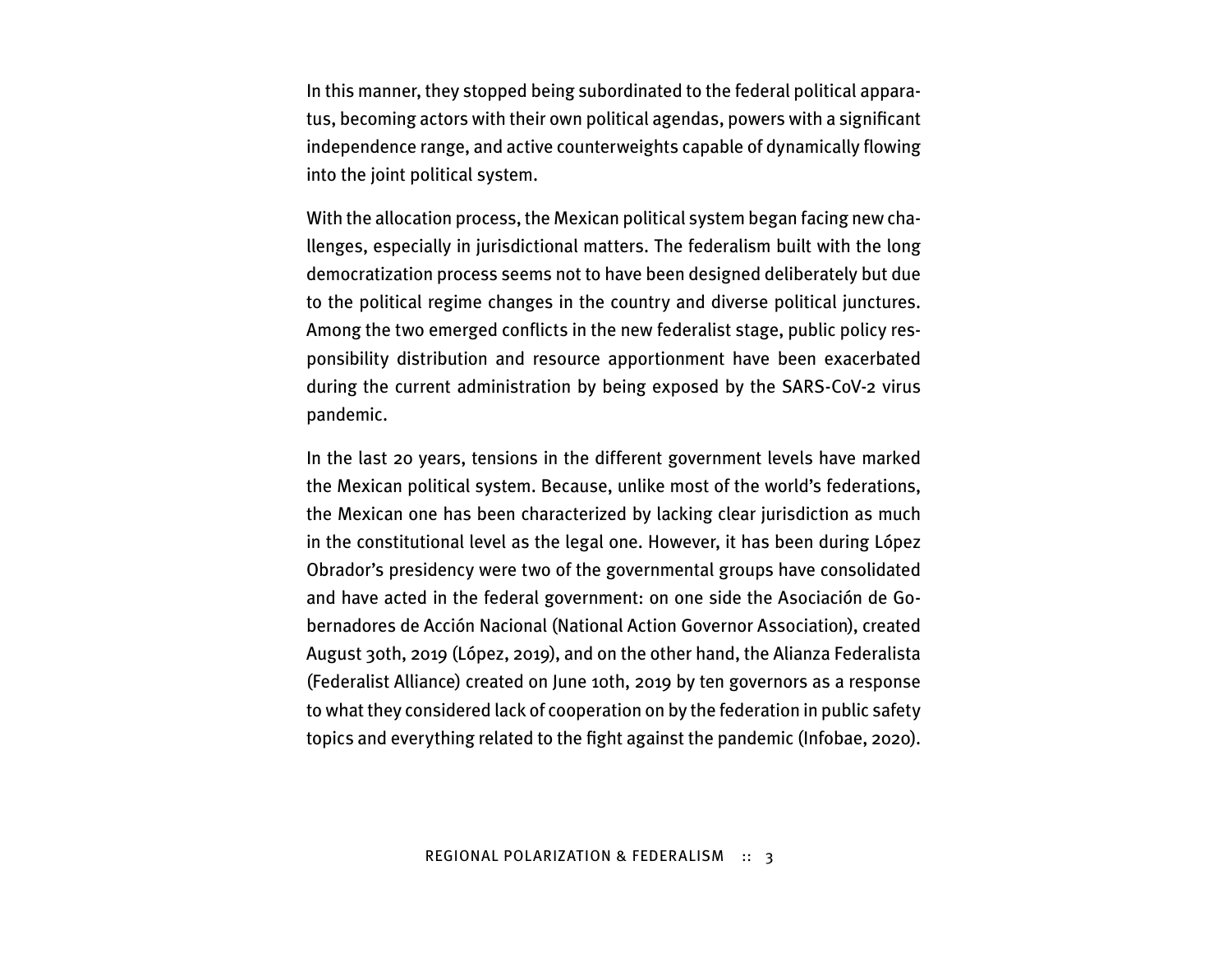In this manner, they stopped being subordinated to the federal political apparatus, becoming actors with their own political agendas, powers with a significant independence range, and active counterweights capable of dynamically flowing into the joint political system.

With the allocation process, the Mexican political system began facing new challenges, especially in jurisdictional matters. The federalism built with the long democratization process seems not to have been designed deliberately but due to the political regime changes in the country and diverse political junctures. Among the two emerged conflicts in the new federalist stage, public policy responsibility distribution and resource apportionment have been exacerbated during the current administration by being exposed by the SARS-CoV-2 virus pandemic.

In the last 20 years, tensions in the different government levels have marked the Mexican political system. Because, unlike most of the world's federations, the Mexican one has been characterized by lacking clear jurisdiction as much in the constitutional level as the legal one. However, it has been during López Obrador's presidency were two of the governmental groups have consolidated and have acted in the federal government: on one side the Asociación de Gobernadores de Acción Nacional (National Action Governor Association), created August 30th, 2019 (López, 2019), and on the other hand, the Alianza Federalista (Federalist Alliance) created on June 10th, 2019 by ten governors as a response to what they considered lack of cooperation on by the federation in public safety topics and everything related to the fight against the pandemic (Infobae, 2020).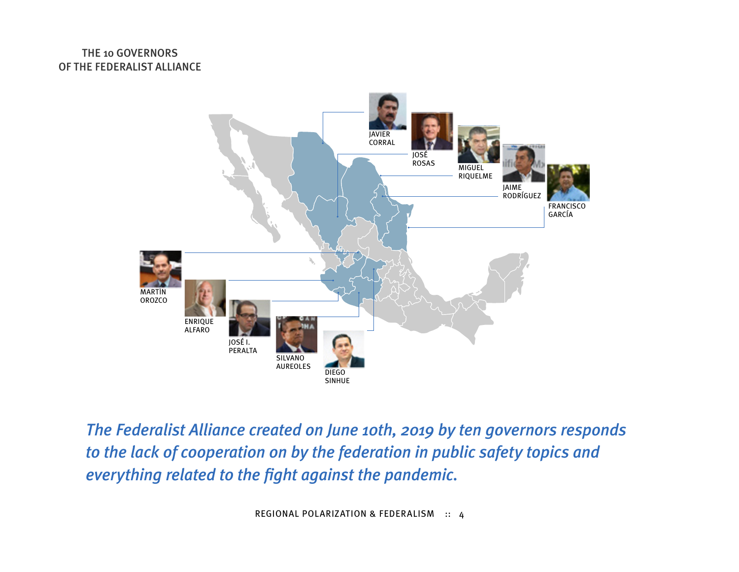THE 10 GOVERNORS
OF THE FEDERALIST ALLIANCE

JAVIER CORRAL

JOSÉ ROSAS

MIGUEL RIQUELME

JAIME RODRÍGUEZ

FRANCISCO GARCÍA

MARTÍN OROZCO

ENRIQUE ALFARO

JOSÉ I. PERALTA

SILVANO AUREOLES

DIEGO SINHUE

*The Federalist Alliance created on June 10th, 2019 by ten governors responds to the lack of cooperation on by the federation in public safety topics and everything related to the fight against the pandemic.*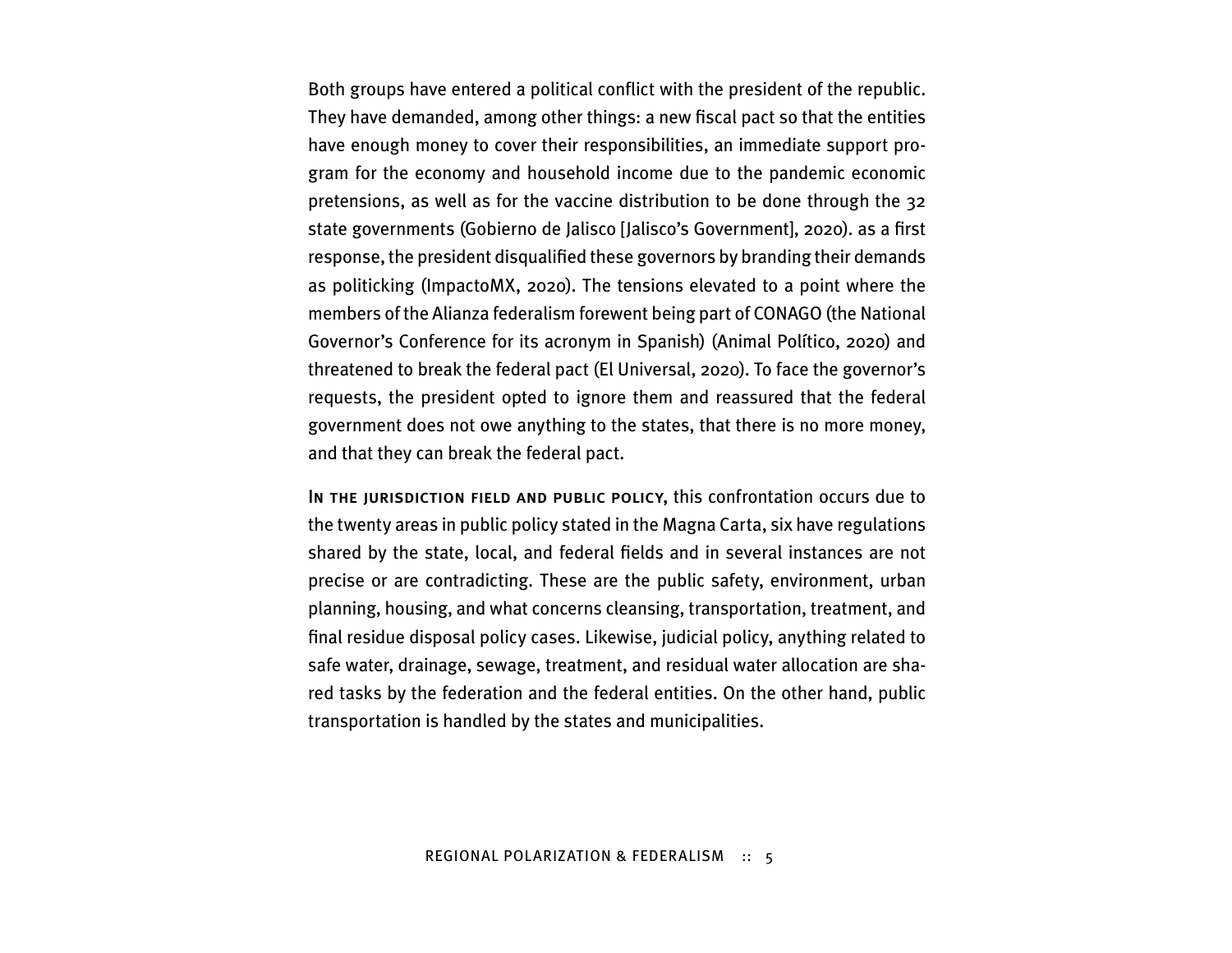Both groups have entered a political conflict with the president of the republic. They have demanded, among other things: a new fiscal pact so that the entities have enough money to cover their responsibilities, an immediate support program for the economy and household income due to the pandemic economic pretensions, as well as for the vaccine distribution to be done through the 32 state governments (Gobierno de Jalisco [Jalisco's Government], 2020). as a first response, the president disqualified these governors by branding their demands as politicking (ImpactoMX, 2020). The tensions elevated to a point where the members of the Alianza federalism forewent being part of CONAGO (the National Governor's Conference for its acronym in Spanish) (Animal Político, 2020) and threatened to break the federal pact (El Universal, 2020). To face the governor's requests, the president opted to ignore them and reassured that the federal government does not owe anything to the states, that there is no more money, and that they can break the federal pact.

**In the jurisdiction field and public policy**, this confrontation occurs due to the twenty areas in public policy stated in the Magna Carta, six have regulations shared by the state, local, and federal fields and in several instances are not precise or are contradicting. These are the public safety, environment, urban planning, housing, and what concerns cleansing, transportation, treatment, and final residue disposal policy cases. Likewise, judicial policy, anything related to safe water, drainage, sewage, treatment, and residual water allocation are shared tasks by the federation and the federal entities. On the other hand, public transportation is handled by the states and municipalities.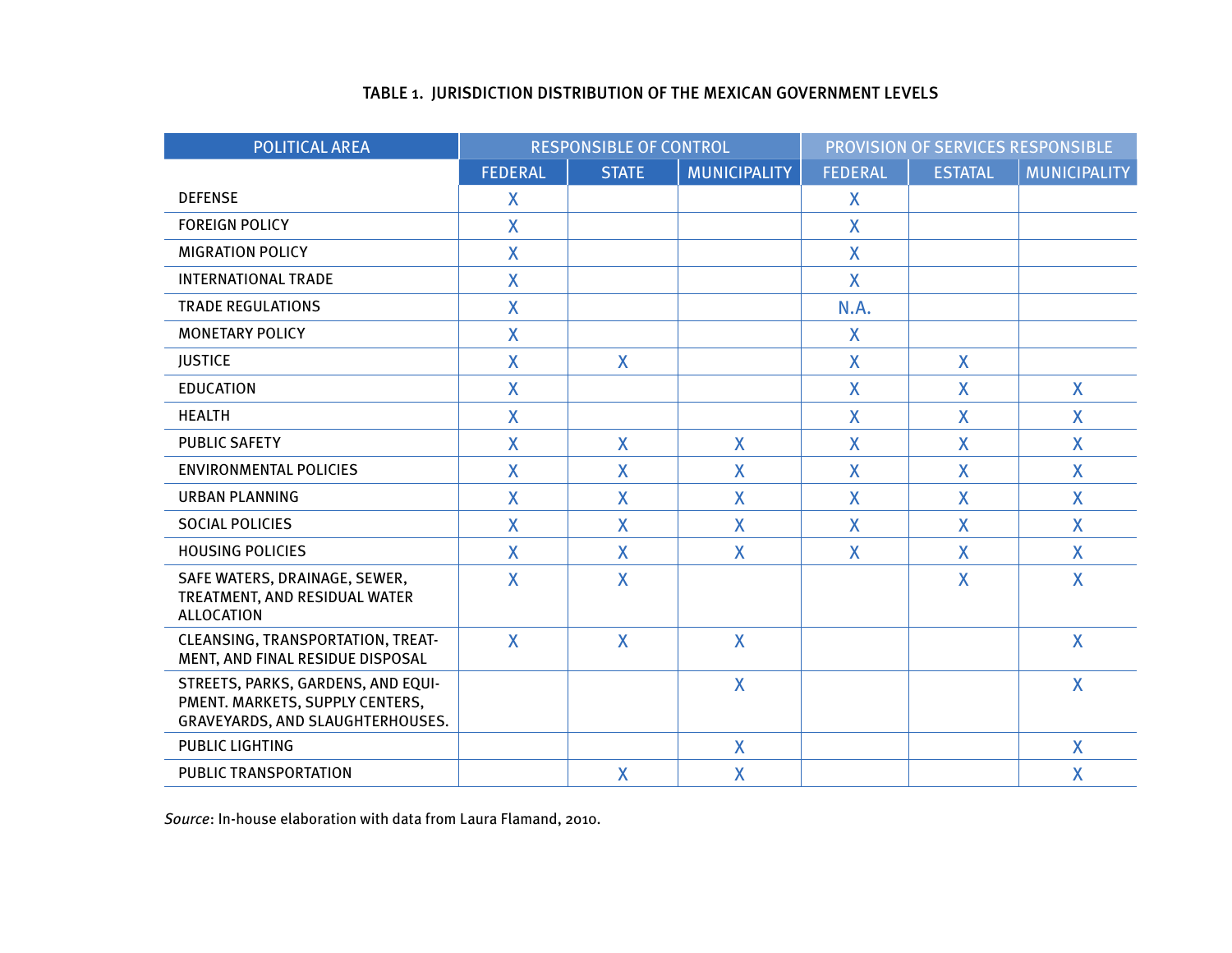TABLE 1. JURISDICTION DISTRIBUTION OF THE MEXICAN GOVERNMENT LEVELS

| POLITICAL AREA | RESPONSIBLE OF CONTROL | | | PROVISION OF SERVICES RESPONSIBLE | | |
|---|---|---|---|---|---|---|
| | FEDERAL | STATE | MUNICIPALITY | FEDERAL | ESTATAL | MUNICIPALITY |
| DEFENSE | X | | | X | | |
| FOREIGN POLICY | X | | | X | | |
| MIGRATION POLICY | X | | | X | | |
| INTERNATIONAL TRADE | X | | | X | | |
| TRADE REGULATIONS | X | | | N.A. | | |
| MONETARY POLICY | X | | | X | | |
| JUSTICE | X | X | | X | X | |
| EDUCATION | X | | | X | X | X |
| HEALTH | X | | | X | X | X |
| PUBLIC SAFETY | X | X | X | X | X | X |
| ENVIRONMENTAL POLICIES | X | X | X | X | X | X |
| URBAN PLANNING | X | X | X | X | X | X |
| SOCIAL POLICIES | X | X | X | X | X | X |
| HOUSING POLICIES | X | X | X | X | X | X |
| SAFE WATERS, DRAINAGE, SEWER, TREATMENT, AND RESIDUAL WATER ALLOCATION | X | X | | | X | X |
| CLEANSING, TRANSPORTATION, TREATMENT, AND FINAL RESIDUE DISPOSAL | X | X | X | | | X |
| STREETS, PARKS, GARDENS, AND EQUIPMENT. MARKETS, SUPPLY CENTERS, GRAVEYARDS, AND SLAUGHTERHOUSES. | | | X | | | X |
| PUBLIC LIGHTING | | | X | | | X |
| PUBLIC TRANSPORTATION | | X | X | | | X |

*Source*: In-house elaboration with data from Laura Flamand, 2010.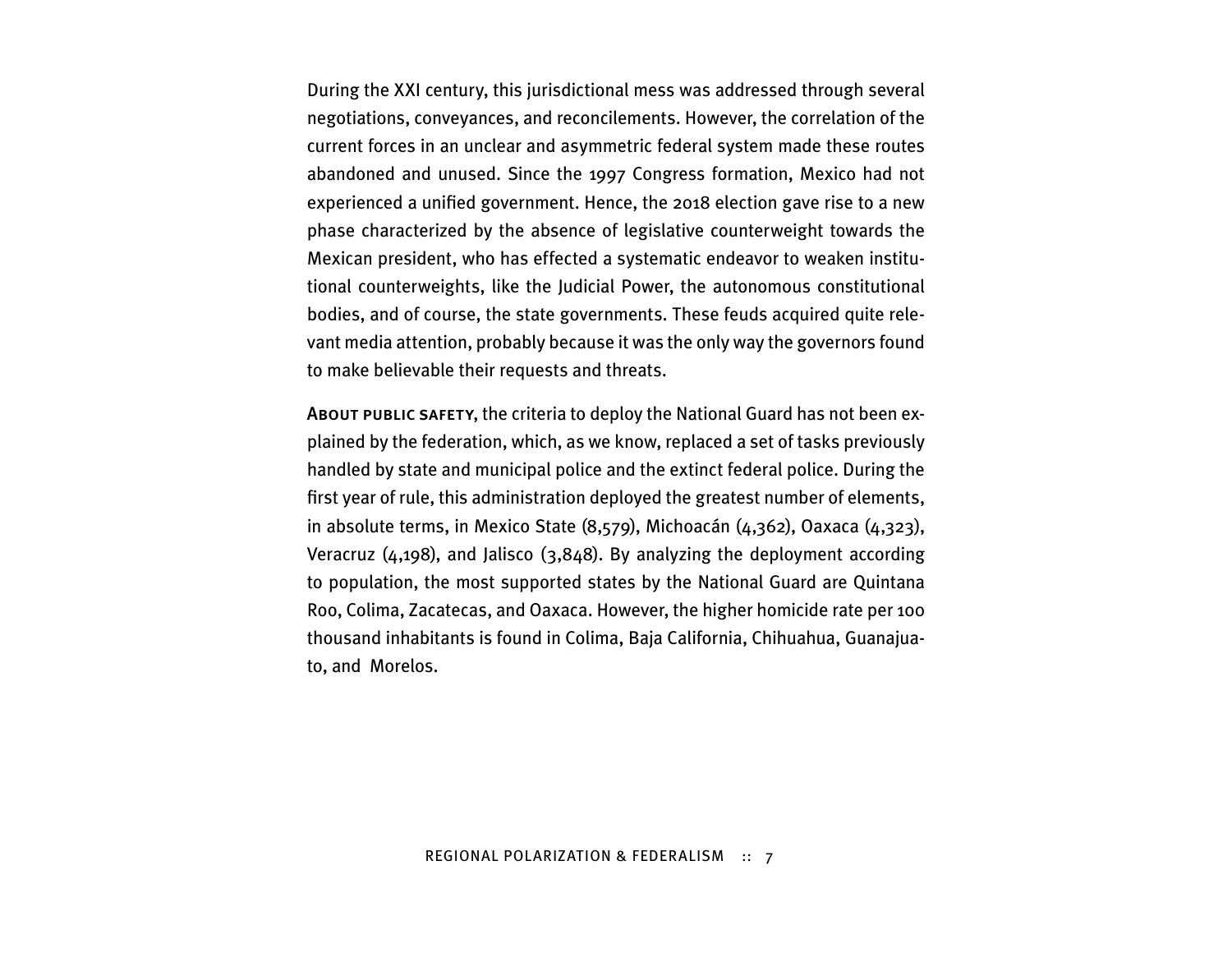During the XXI century, this jurisdictional mess was addressed through several negotiations, conveyances, and reconcilements. However, the correlation of the current forces in an unclear and asymmetric federal system made these routes abandoned and unused. Since the 1997 Congress formation, Mexico had not experienced a unified government. Hence, the 2018 election gave rise to a new phase characterized by the absence of legislative counterweight towards the Mexican president, who has effected a systematic endeavor to weaken institutional counterweights, like the Judicial Power, the autonomous constitutional bodies, and of course, the state governments. These feuds acquired quite relevant media attention, probably because it was the only way the governors found to make believable their requests and threats.

ABOUT PUBLIC SAFETY, the criteria to deploy the National Guard has not been explained by the federation, which, as we know, replaced a set of tasks previously handled by state and municipal police and the extinct federal police. During the first year of rule, this administration deployed the greatest number of elements, in absolute terms, in Mexico State (8,579), Michoacán (4,362), Oaxaca (4,323), Veracruz (4,198), and Jalisco (3,848). By analyzing the deployment according to population, the most supported states by the National Guard are Quintana Roo, Colima, Zacatecas, and Oaxaca. However, the higher homicide rate per 100 thousand inhabitants is found in Colima, Baja California, Chihuahua, Guanajuato, and Morelos.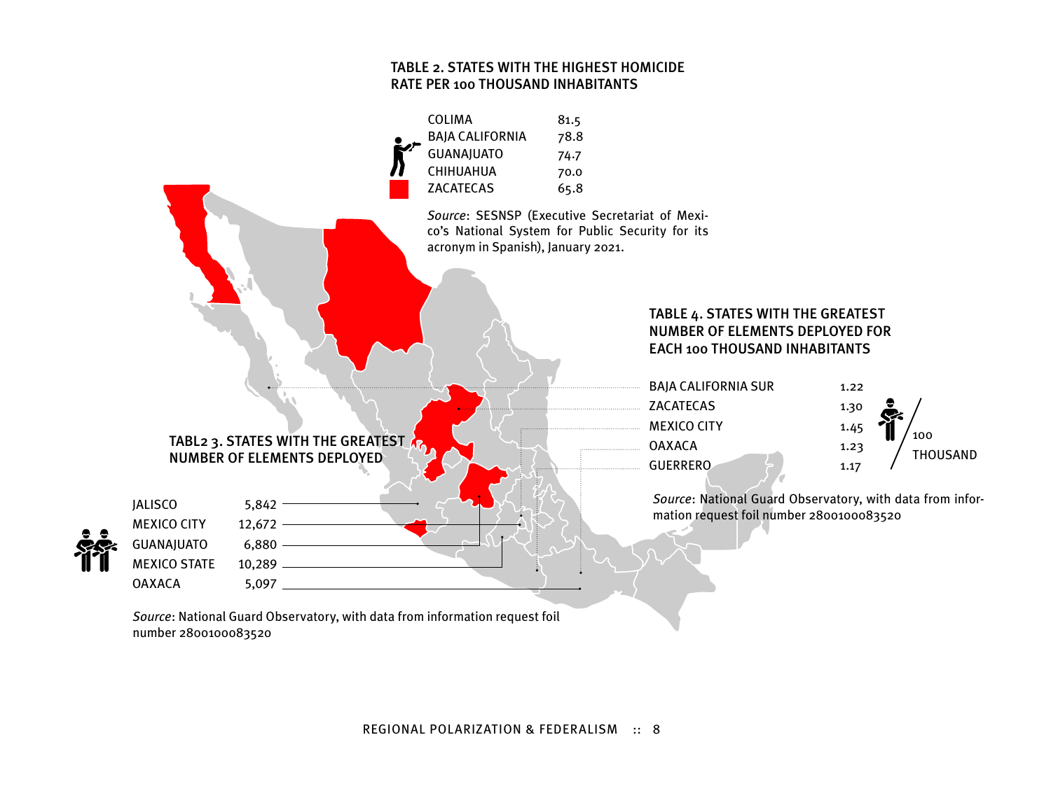### TABLE 2. STATES WITH THE HIGHEST HOMICIDE RATE PER 100 THOUSAND INHABITANTS

| State | Rate |
|---|---|
| COLIMA | 81.5 |
| BAJA CALIFORNIA | 78.8 |
| GUANAJUATO | 74.7 |
| CHIHUAHUA | 70.0 |
| ZACATECAS | 65.8 |

*Source*: SESNSP (Executive Secretariat of Mexico's National System for Public Security for its acronym in Spanish), January 2021.

### TABLE 4. STATES WITH THE GREATEST NUMBER OF ELEMENTS DEPLOYED FOR EACH 100 THOUSAND INHABITANTS

| State | Elements / 100 thousand |
|---|---|
| BAJA CALIFORNIA SUR | 1.22 |
| ZACATECAS | 1.30 |
| MEXICO CITY | 1.45 |
| OAXACA | 1.23 |
| GUERRERO | 1.17 |

*Source*: National Guard Observatory, with data from information request foil number 2800100083520

### TABL2 3. STATES WITH THE GREATEST NUMBER OF ELEMENTS DEPLOYED

| State | Elements |
|---|---|
| JALISCO | 5,842 |
| MEXICO CITY | 12,672 |
| GUANAJUATO | 6,880 |
| MEXICO STATE | 10,289 |
| OAXACA | 5,097 |

*Source*: National Guard Observatory, with data from information request foil number 2800100083520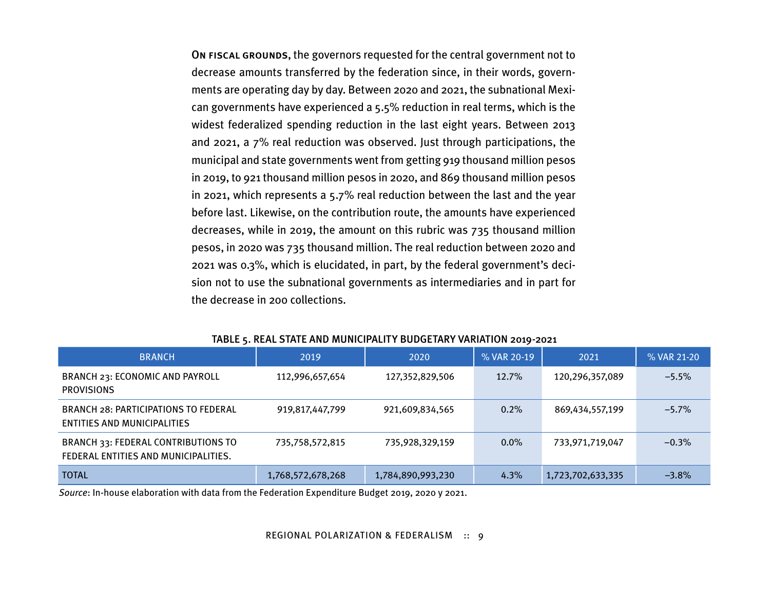**On fiscal grounds**, the governors requested for the central government not to decrease amounts transferred by the federation since, in their words, governments are operating day by day. Between 2020 and 2021, the subnational Mexican governments have experienced a 5.5% reduction in real terms, which is the widest federalized spending reduction in the last eight years. Between 2013 and 2021, a 7% real reduction was observed. Just through participations, the municipal and state governments went from getting 919 thousand million pesos in 2019, to 921 thousand million pesos in 2020, and 869 thousand million pesos in 2021, which represents a 5.7% real reduction between the last and the year before last. Likewise, on the contribution route, the amounts have experienced decreases, while in 2019, the amount on this rubric was 735 thousand million pesos, in 2020 was 735 thousand million. The real reduction between 2020 and 2021 was 0.3%, which is elucidated, in part, by the federal government's decision not to use the subnational governments as intermediaries and in part for the decrease in 200 collections.

**TABLE 5. REAL STATE AND MUNICIPALITY BUDGETARY VARIATION 2019-2021**

| BRANCH | 2019 | 2020 | % VAR 20-19 | 2021 | % VAR 21-20 |
|---|---|---|---|---|---|
| BRANCH 23: ECONOMIC AND PAYROLL PROVISIONS | 112,996,657,654 | 127,352,829,506 | 12.7% | 120,296,357,089 | −5.5% |
| BRANCH 28: PARTICIPATIONS TO FEDERAL ENTITIES AND MUNICIPALITIES | 919,817,447,799 | 921,609,834,565 | 0.2% | 869,434,557,199 | −5.7% |
| BRANCH 33: FEDERAL CONTRIBUTIONS TO FEDERAL ENTITIES AND MUNICIPALITIES. | 735,758,572,815 | 735,928,329,159 | 0.0% | 733,971,719,047 | −0.3% |
| TOTAL | 1,768,572,678,268 | 1,784,890,993,230 | 4.3% | 1,723,702,633,335 | −3.8% |

*Source*: In-house elaboration with data from the Federation Expenditure Budget 2019, 2020 y 2021.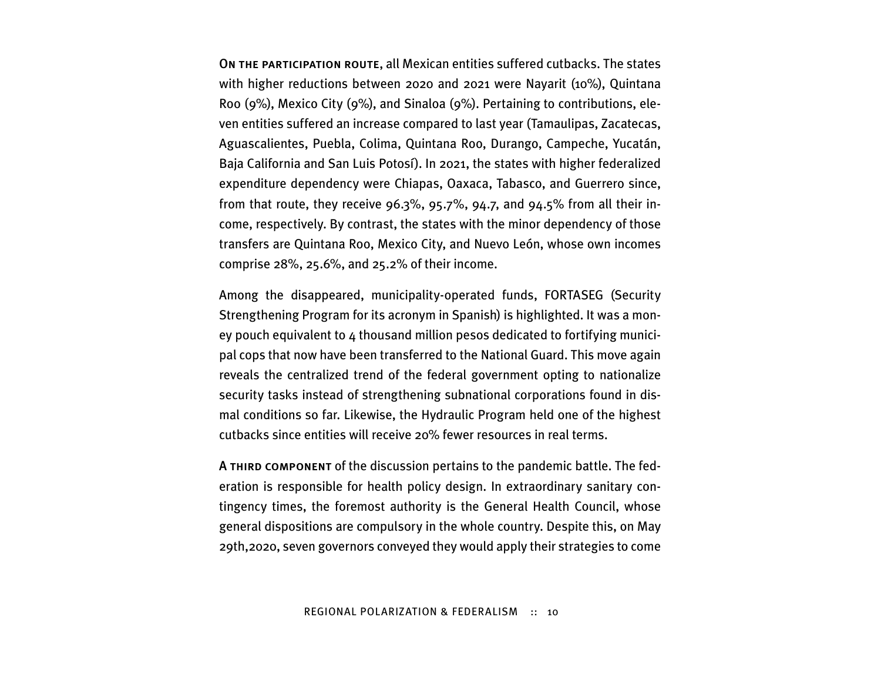On the participation route, all Mexican entities suffered cutbacks. The states with higher reductions between 2020 and 2021 were Nayarit (10%), Quintana Roo (9%), Mexico City (9%), and Sinaloa (9%). Pertaining to contributions, eleven entities suffered an increase compared to last year (Tamaulipas, Zacatecas, Aguascalientes, Puebla, Colima, Quintana Roo, Durango, Campeche, Yucatán, Baja California and San Luis Potosí). In 2021, the states with higher federalized expenditure dependency were Chiapas, Oaxaca, Tabasco, and Guerrero since, from that route, they receive 96.3%, 95.7%, 94.7, and 94.5% from all their income, respectively. By contrast, the states with the minor dependency of those transfers are Quintana Roo, Mexico City, and Nuevo León, whose own incomes comprise 28%, 25.6%, and 25.2% of their income.

Among the disappeared, municipality-operated funds, FORTASEG (Security Strengthening Program for its acronym in Spanish) is highlighted. It was a money pouch equivalent to 4 thousand million pesos dedicated to fortifying municipal cops that now have been transferred to the National Guard. This move again reveals the centralized trend of the federal government opting to nationalize security tasks instead of strengthening subnational corporations found in dismal conditions so far. Likewise, the Hydraulic Program held one of the highest cutbacks since entities will receive 20% fewer resources in real terms.

A third component of the discussion pertains to the pandemic battle. The federation is responsible for health policy design. In extraordinary sanitary contingency times, the foremost authority is the General Health Council, whose general dispositions are compulsory in the whole country. Despite this, on May 29th,2020, seven governors conveyed they would apply their strategies to come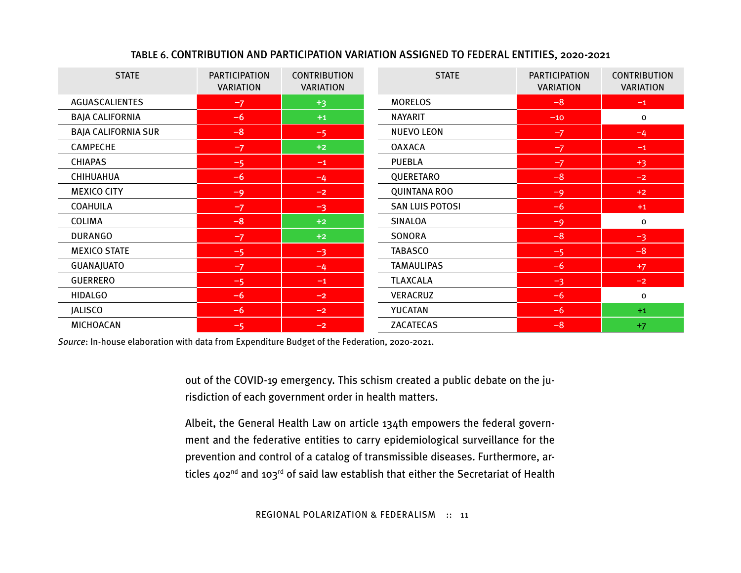**TABLE 6. CONTRIBUTION AND PARTICIPATION VARIATION ASSIGNED TO FEDERAL ENTITIES, 2020-2021**

| STATE | PARTICIPATION VARIATION | CONTRIBUTION VARIATION | STATE | PARTICIPATION VARIATION | CONTRIBUTION VARIATION |
|---|---|---|---|---|---|
| AGUASCALIENTES | −7 | +3 | MORELOS | −8 | −1 |
| BAJA CALIFORNIA | −6 | +1 | NAYARIT | −10 | 0 |
| BAJA CALIFORNIA SUR | −8 | −5 | NUEVO LEON | −7 | −4 |
| CAMPECHE | −7 | +2 | OAXACA | −7 | −1 |
| CHIAPAS | −5 | −1 | PUEBLA | −7 | +3 |
| CHIHUAHUA | −6 | −4 | QUERETARO | −8 | −2 |
| MEXICO CITY | −9 | −2 | QUINTANA ROO | −9 | +2 |
| COAHUILA | −7 | −3 | SAN LUIS POTOSI | −6 | +1 |
| COLIMA | −8 | +2 | SINALOA | −9 | 0 |
| DURANGO | −7 | +2 | SONORA | −8 | −3 |
| MEXICO STATE | −5 | −3 | TABASCO | −5 | −8 |
| GUANAJUATO | −7 | −4 | TAMAULIPAS | −6 | +7 |
| GUERRERO | −5 | −1 | TLAXCALA | −3 | −2 |
| HIDALGO | −6 | −2 | VERACRUZ | −6 | 0 |
| JALISCO | −6 | −2 | YUCATAN | −6 | +1 |
| MICHOACAN | −5 | −2 | ZACATECAS | −8 | +7 |

*Source*: In-house elaboration with data from Expenditure Budget of the Federation, 2020-2021.

out of the COVID-19 emergency. This schism created a public debate on the jurisdiction of each government order in health matters.

Albeit, the General Health Law on article 134th empowers the federal government and the federative entities to carry epidemiological surveillance for the prevention and control of a catalog of transmissible diseases. Furthermore, articles 402nd and 103rd of said law establish that either the Secretariat of Health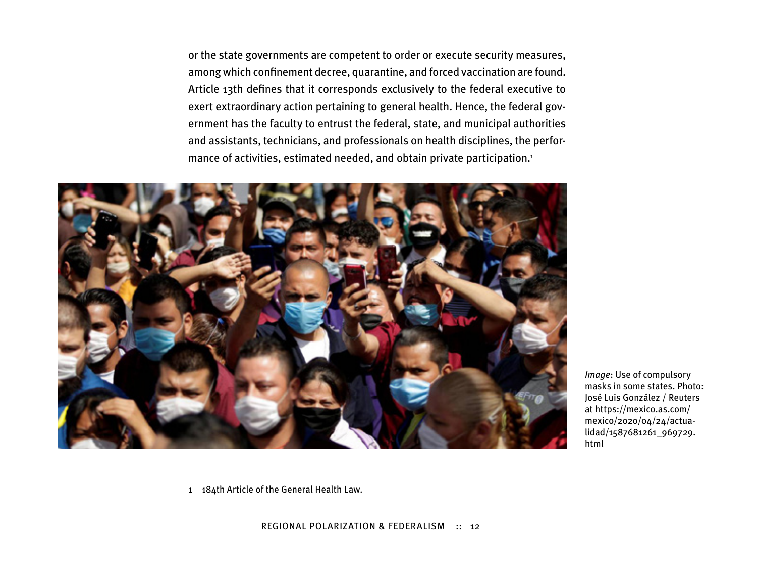or the state governments are competent to order or execute security measures, among which confinement decree, quarantine, and forced vaccination are found. Article 13th defines that it corresponds exclusively to the federal executive to exert extraordinary action pertaining to general health. Hence, the federal government has the faculty to entrust the federal, state, and municipal authorities and assistants, technicians, and professionals on health disciplines, the performance of activities, estimated needed, and obtain private participation.[1]

*Image*: Use of compulsory masks in some states. Photo: José Luis González / Reuters at https://mexico.as.com/mexico/2020/04/24/actualidad/1587681261_969729.html

1 184th Article of the General Health Law.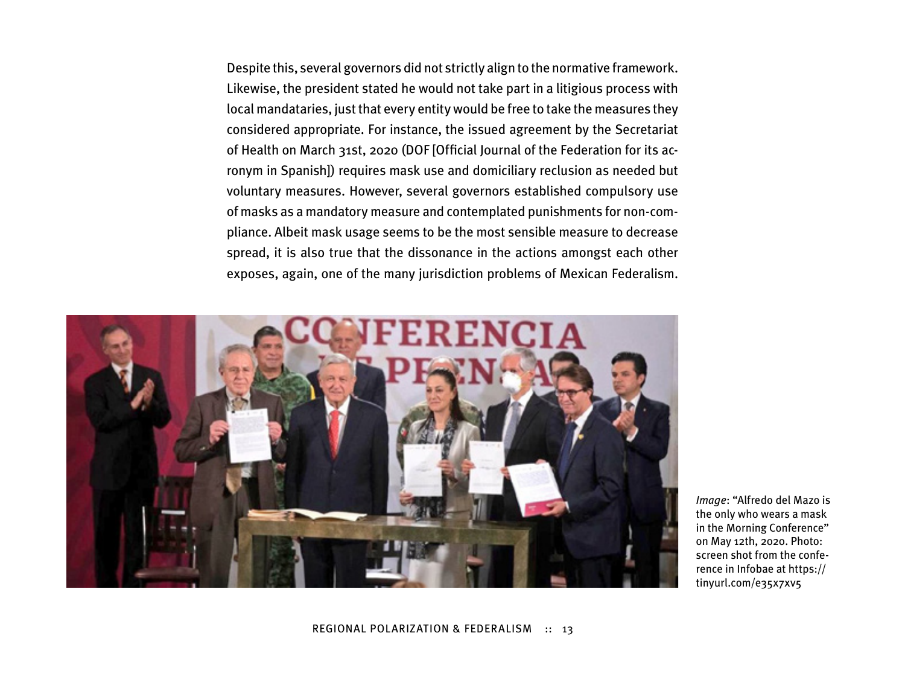Despite this, several governors did not strictly align to the normative framework. Likewise, the president stated he would not take part in a litigious process with local mandataries, just that every entity would be free to take the measures they considered appropriate. For instance, the issued agreement by the Secretariat of Health on March 31st, 2020 (DOF [Official Journal of the Federation for its acronym in Spanish]) requires mask use and domiciliary reclusion as needed but voluntary measures. However, several governors established compulsory use of masks as a mandatory measure and contemplated punishments for non-compliance. Albeit mask usage seems to be the most sensible measure to decrease spread, it is also true that the dissonance in the actions amongst each other exposes, again, one of the many jurisdiction problems of Mexican Federalism.

*Image*: "Alfredo del Mazo is the only who wears a mask in the Morning Conference" on May 12th, 2020. Photo: screen shot from the conference in Infobae at https://tinyurl.com/e35x7xv5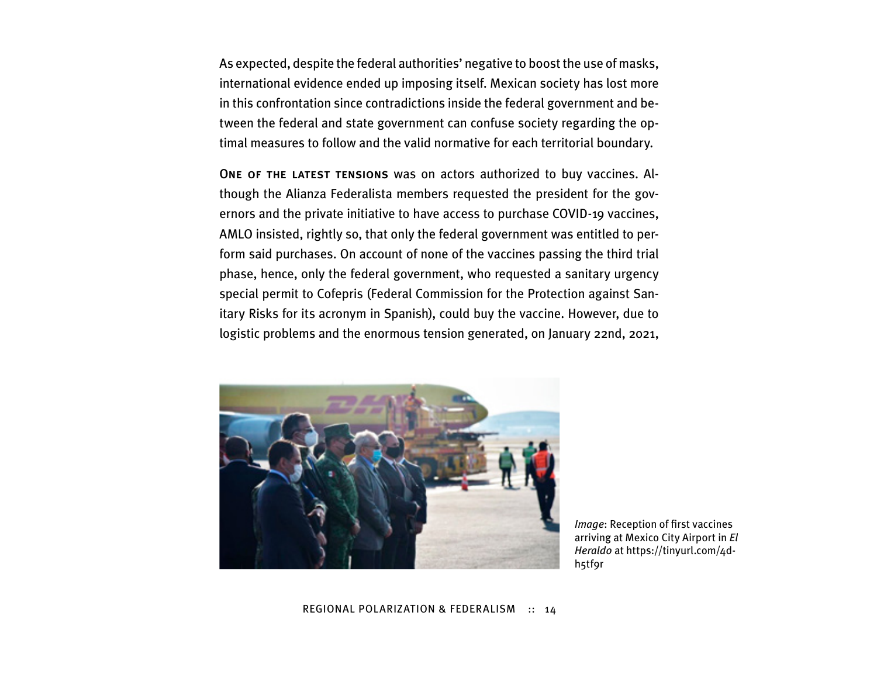As expected, despite the federal authorities' negative to boost the use of masks, international evidence ended up imposing itself. Mexican society has lost more in this confrontation since contradictions inside the federal government and between the federal and state government can confuse society regarding the optimal measures to follow and the valid normative for each territorial boundary.

**One of the latest tensions** was on actors authorized to buy vaccines. Although the Alianza Federalista members requested the president for the governors and the private initiative to have access to purchase COVID-19 vaccines, AMLO insisted, rightly so, that only the federal government was entitled to perform said purchases. On account of none of the vaccines passing the third trial phase, hence, only the federal government, who requested a sanitary urgency special permit to Cofepris (Federal Commission for the Protection against Sanitary Risks for its acronym in Spanish), could buy the vaccine. However, due to logistic problems and the enormous tension generated, on January 22nd, 2021,

*Image*: Reception of first vaccines arriving at Mexico City Airport in *El Heraldo* at https://tinyurl.com/4dh5tf9r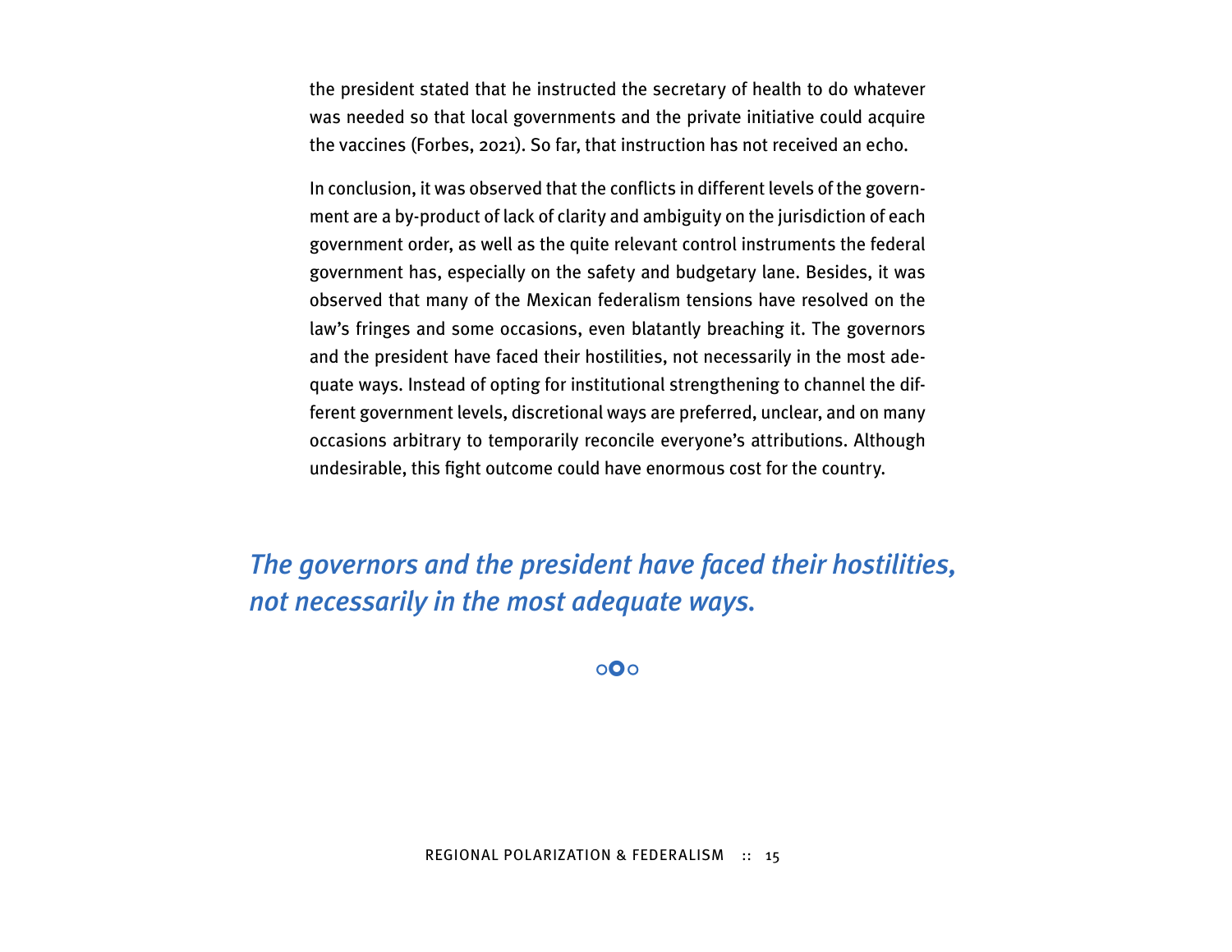the president stated that he instructed the secretary of health to do whatever was needed so that local governments and the private initiative could acquire the vaccines (Forbes, 2021). So far, that instruction has not received an echo.

In conclusion, it was observed that the conflicts in different levels of the government are a by-product of lack of clarity and ambiguity on the jurisdiction of each government order, as well as the quite relevant control instruments the federal government has, especially on the safety and budgetary lane. Besides, it was observed that many of the Mexican federalism tensions have resolved on the law's fringes and some occasions, even blatantly breaching it. The governors and the president have faced their hostilities, not necessarily in the most adequate ways. Instead of opting for institutional strengthening to channel the different government levels, discretional ways are preferred, unclear, and on many occasions arbitrary to temporarily reconcile everyone's attributions. Although undesirable, this fight outcome could have enormous cost for the country.

*The governors and the president have faced their hostilities, not necessarily in the most adequate ways.*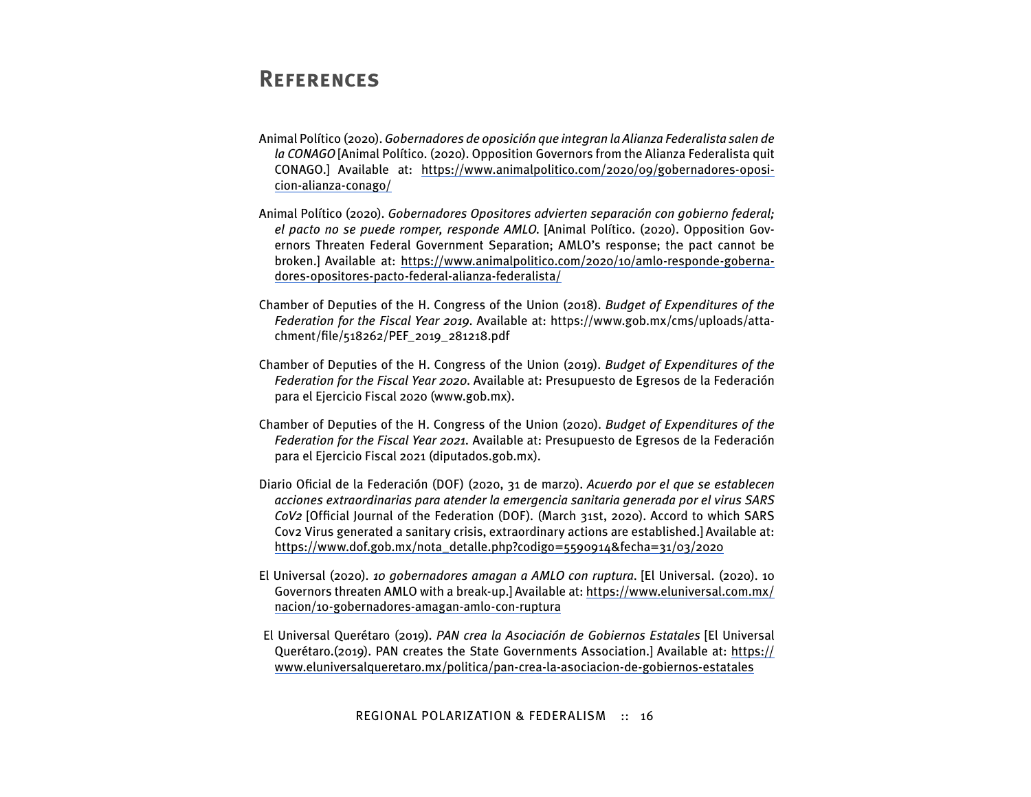# References

Animal Político (2020). *Gobernadores de oposición que integran la Alianza Federalista salen de la CONAGO* [Animal Político. (2020). Opposition Governors from the Alianza Federalista quit CONAGO.] Available at: https://www.animalpolitico.com/2020/09/gobernadores-oposicion-alianza-conago/

Animal Político (2020). *Gobernadores Opositores advierten separación con gobierno federal; el pacto no se puede romper, responde AMLO*. [Animal Político. (2020). Opposition Governors Threaten Federal Government Separation; AMLO's response; the pact cannot be broken.] Available at: https://www.animalpolitico.com/2020/10/amlo-responde-gobernadores-opositores-pacto-federal-alianza-federalista/

Chamber of Deputies of the H. Congress of the Union (2018). *Budget of Expenditures of the Federation for the Fiscal Year 2019*. Available at: https://www.gob.mx/cms/uploads/attachment/file/518262/PEF_2019_281218.pdf

Chamber of Deputies of the H. Congress of the Union (2019). *Budget of Expenditures of the Federation for the Fiscal Year 2020*. Available at: Presupuesto de Egresos de la Federación para el Ejercicio Fiscal 2020 (www.gob.mx).

Chamber of Deputies of the H. Congress of the Union (2020). *Budget of Expenditures of the Federation for the Fiscal Year 2021*. Available at: Presupuesto de Egresos de la Federación para el Ejercicio Fiscal 2021 (diputados.gob.mx).

Diario Oficial de la Federación (DOF) (2020, 31 de marzo). *Acuerdo por el que se establecen acciones extraordinarias para atender la emergencia sanitaria generada por el virus SARS CoV2* [Official Journal of the Federation (DOF). (March 31st, 2020). Accord to which SARS Cov2 Virus generated a sanitary crisis, extraordinary actions are established.] Available at: https://www.dof.gob.mx/nota_detalle.php?codigo=5590914&fecha=31/03/2020

El Universal (2020). *10 gobernadores amagan a AMLO con ruptura*. [El Universal. (2020). 10 Governors threaten AMLO with a break-up.] Available at: https://www.eluniversal.com.mx/nacion/10-gobernadores-amagan-amlo-con-ruptura

El Universal Querétaro (2019). *PAN crea la Asociación de Gobiernos Estatales* [El Universal Querétaro.(2019). PAN creates the State Governments Association.] Available at: https://www.eluniversalqueretaro.mx/politica/pan-crea-la-asociacion-de-gobiernos-estatales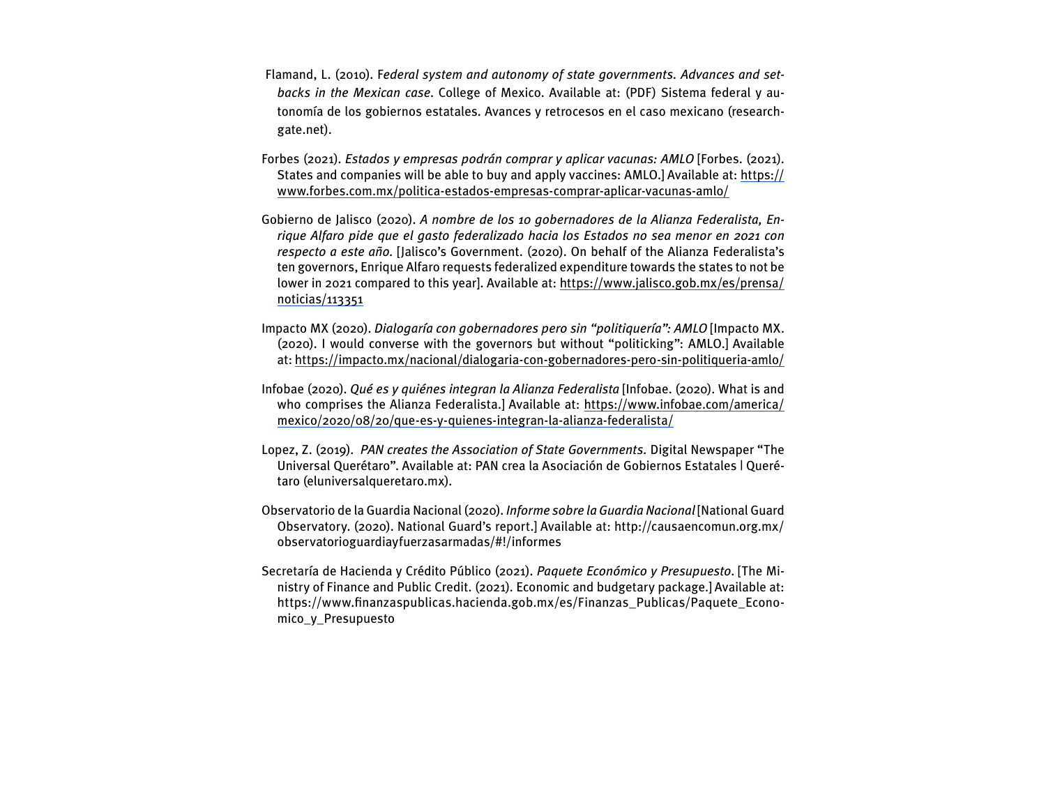Flamand, L. (2010). F*ederal system and autonomy of state governments. Advances and setbacks in the Mexican case*. College of Mexico. Available at: (PDF) Sistema federal y autonomía de los gobiernos estatales. Avances y retrocesos en el caso mexicano (researchgate.net).

Forbes (2021). *Estados y empresas podrán comprar y aplicar vacunas: AMLO* [Forbes. (2021). States and companies will be able to buy and apply vaccines: AMLO.] Available at: https://www.forbes.com.mx/politica-estados-empresas-comprar-aplicar-vacunas-amlo/

Gobierno de Jalisco (2020). *A nombre de los 10 gobernadores de la Alianza Federalista, Enrique Alfaro pide que el gasto federalizado hacia los Estados no sea menor en 2021 con respecto a este año*. [Jalisco's Government. (2020). On behalf of the Alianza Federalista's ten governors, Enrique Alfaro requests federalized expenditure towards the states to not be lower in 2021 compared to this year]. Available at: https://www.jalisco.gob.mx/es/prensa/noticias/113351

Impacto MX (2020). *Dialogaría con gobernadores pero sin "politiquería": AMLO* [Impacto MX. (2020). I would converse with the governors but without "politicking": AMLO.] Available at: https://impacto.mx/nacional/dialogaria-con-gobernadores-pero-sin-politiqueria-amlo/

Infobae (2020). *Qué es y quiénes integran la Alianza Federalista* [Infobae. (2020). What is and who comprises the Alianza Federalista.] Available at: https://www.infobae.com/america/mexico/2020/08/20/que-es-y-quienes-integran-la-alianza-federalista/

Lopez, Z. (2019). *PAN creates the Association of State Governments*. Digital Newspaper "The Universal Querétaro". Available at: PAN crea la Asociación de Gobiernos Estatales | Querétaro (eluniversalqueretaro.mx).

Observatorio de la Guardia Nacional (2020). *Informe sobre la Guardia Nacional* [National Guard Observatory. (2020). National Guard's report.] Available at: http://causaencomun.org.mx/observatorioguardiayfuerzasarmadas/#!/informes

Secretaría de Hacienda y Crédito Público (2021). *Paquete Económico y Presupuesto*. [The Ministry of Finance and Public Credit. (2021). Economic and budgetary package.] Available at: https://www.finanzaspublicas.hacienda.gob.mx/es/Finanzas_Publicas/Paquete_Economico_y_Presupuesto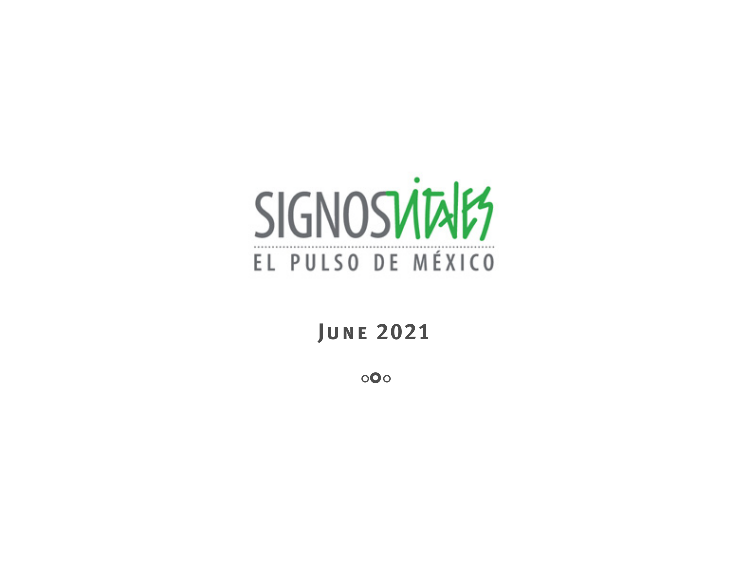SIGNOS VITALES

EL PULSO DE MÉXICO

**June 2021**